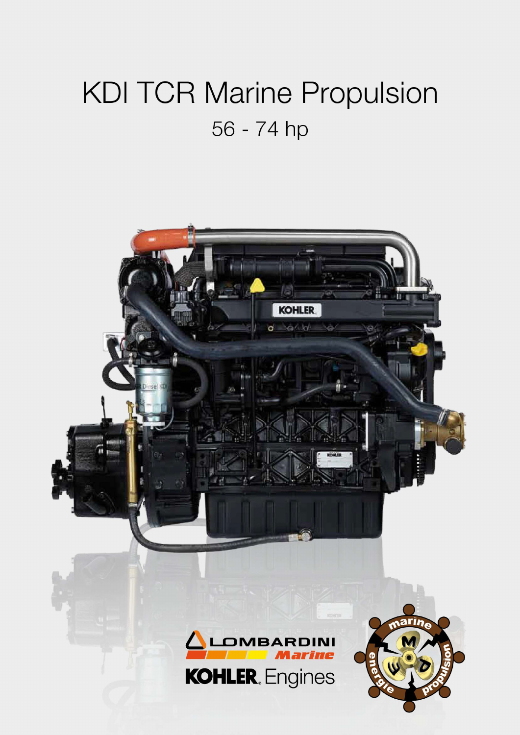# KDI TCR Marine Propulsion

## 56 - 74 hp

LOMBARDINI Marine

KOHLER. Engines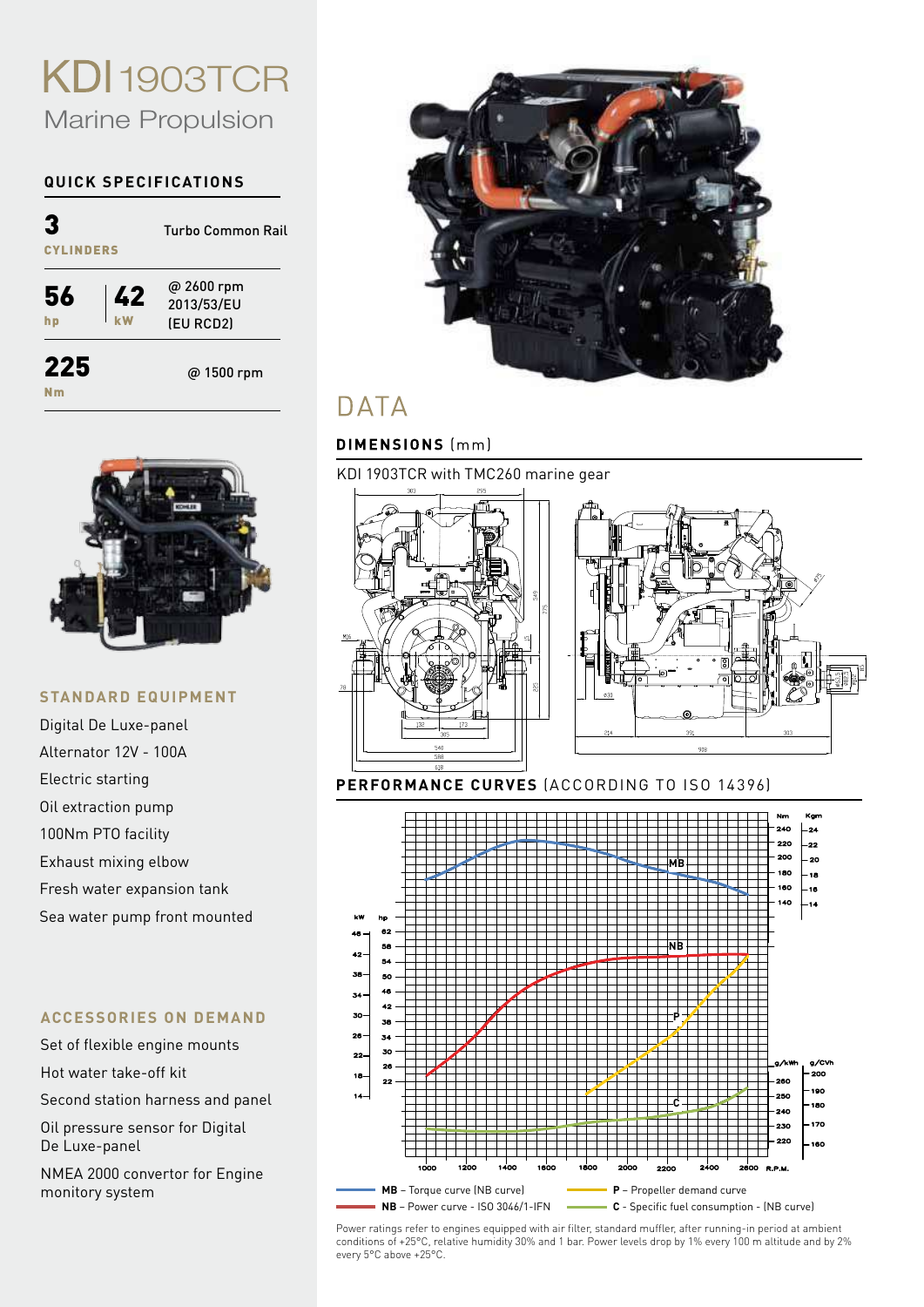# KDI 1903TCR

## Marine Propulsion

### QUICK SPECIFICATIONS

**3** CYLINDERS — Turbo Common Rail

**56** hp | **42** kW — @ 2600 rpm 2013/53/EU (EU RCD2)

**225** Nm — @ 1500 rpm

### STANDARD EQUIPMENT

Digital De Luxe-panel
Alternator 12V - 100A
Electric starting
Oil extraction pump
100Nm PTO facility
Exhaust mixing elbow
Fresh water expansion tank
Sea water pump front mounted

### ACCESSORIES ON DEMAND

Set of flexible engine mounts
Hot water take-off kit
Second station harness and panel
Oil pressure sensor for Digital De Luxe-panel
NMEA 2000 convertor for Engine monitory system

## DATA

### DIMENSIONS (mm)

KDI 1903TCR with TMC260 marine gear

303
255
549
775
M16
78
225
15
132
173
305
540
588
618
214
304
303
938

### PERFORMANCE CURVES (ACCORDING TO ISO 14396)

Nm Kgm
240 24
220 22
200 20
180 18
160 16
140 14

MB
NB
P
C

kW hp
46 62
42 58
38 54
34 50
30 46
26 42
22 38
18 34
14 30
26
22

g/kWh g/CVh
260 200
250 190
240 180
230 170
220 160

1000 1200 1400 1600 1800 2000 2200 2400 2600 R.P.M.

**MB** – Torque curve (NB curve)
**NB** – Power curve - ISO 3046/1-IFN
**P** – Propeller demand curve
**C** - Specific fuel consumption - (NB curve)

Power ratings refer to engines equipped with air filter, standard muffler, after running-in period at ambient conditions of +25°C, relative humidity 30% and 1 bar. Power levels drop by 1% every 100 m altitude and by 2% every 5°C above +25°C.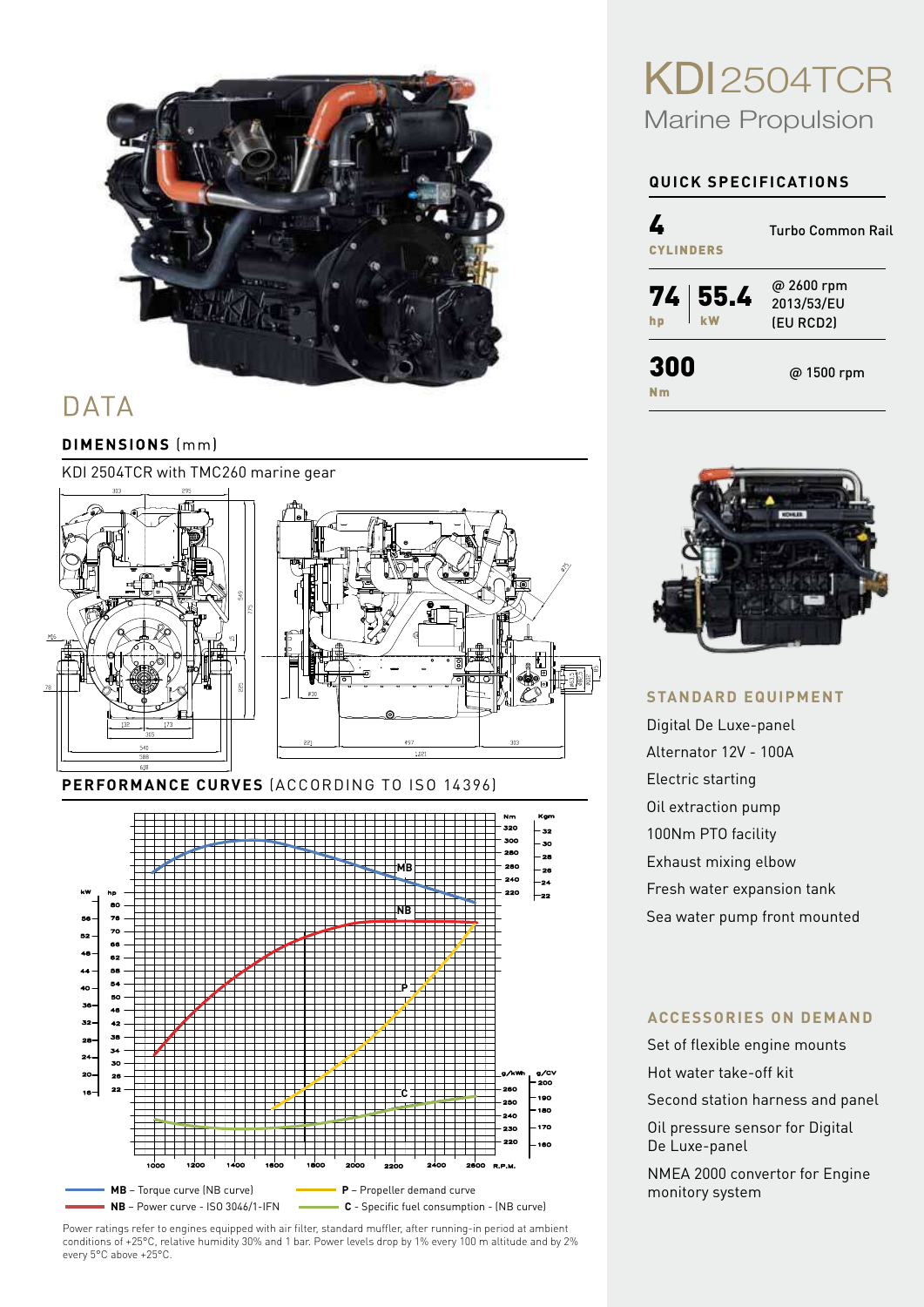# KDI2504TCR

## Marine Propulsion

### QUICK SPECIFICATIONS

**4** CYLINDERS — Turbo Common Rail

**74** hp | **55.4** kW — @ 2600 rpm 2013/53/EU (EU RCD2)

**300** Nm — @ 1500 rpm

## DATA

### DIMENSIONS (mm)

KDI 2504TCR with TMC260 marine gear

313 295 549 775 451 225 M16 78 132 173 365 540 588 618 275 Ø30 221 497 303 1021

### PERFORMANCE CURVES (ACCORDING TO ISO 14396)

Nm Kgm 320 300 280 260 240 220 32 30 28 26 24 22

kW hp 56 52 48 44 40 36 32 28 24 20 16 80 76 70 66 62 58 54 50 46 42 38 34 30 26 22

MB NB P C

g/kWh g/CV 260 250 240 230 220 200 190 180 170 160

1000 1200 1400 1600 1800 2000 2200 2400 2600 R.P.M.

MB – Torque curve (NB curve)
NB – Power curve - ISO 3046/1-IFN
P – Propeller demand curve
C - Specific fuel consumption - (NB curve)

Power ratings refer to engines equipped with air filter, standard muffler, after running-in period at ambient conditions of +25°C, relative humidity 30% and 1 bar. Power levels drop by 1% every 100 m altitude and by 2% every 5°C above +25°C.

### STANDARD EQUIPMENT

- Digital De Luxe-panel
- Alternator 12V - 100A
- Electric starting
- Oil extraction pump
- 100Nm PTO facility
- Exhaust mixing elbow
- Fresh water expansion tank
- Sea water pump front mounted

### ACCESSORIES ON DEMAND

- Set of flexible engine mounts
- Hot water take-off kit
- Second station harness and panel
- Oil pressure sensor for Digital De Luxe-panel
- NMEA 2000 convertor for Engine monitory system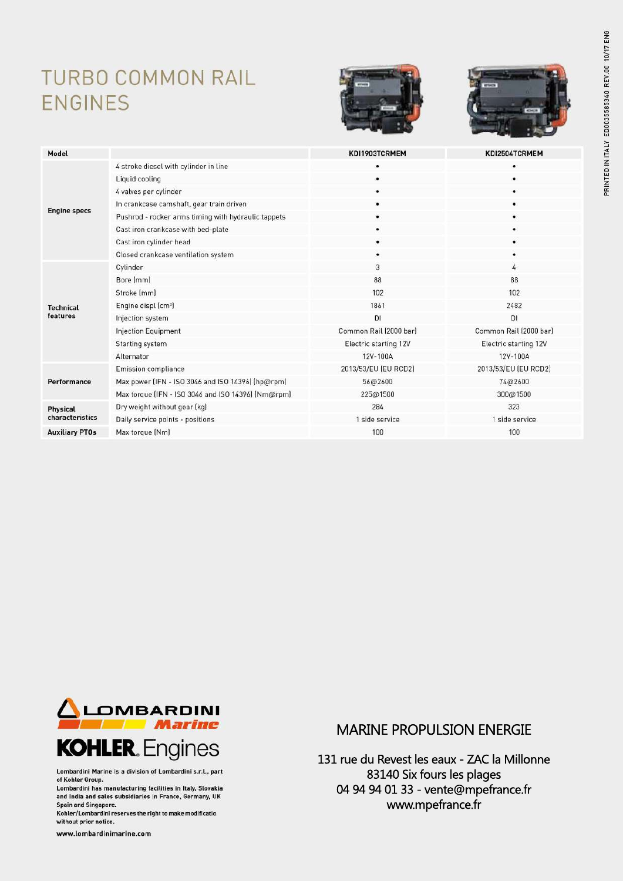# TURBO COMMON RAIL ENGINES

| Model | | KDI1903TCRMEM | KDI2504TCRMEM |
|---|---|---|---|
| Engine specs | 4 stroke diesel with cylinder in line | • | • |
| | Liquid cooling | • | • |
| | 4 valves per cylinder | • | • |
| | In crankcase camshaft, gear train driven | • | • |
| | Pushrod - rocker arms timing with hydraulic tappets | • | • |
| | Cast iron crankcase with bed-plate | • | • |
| | Cast iron cylinder head | • | • |
| | Closed crankcase ventilation system | • | • |
| Technical features | Cylinder | 3 | 4 |
| | Bore (mm) | 88 | 88 |
| | Stroke (mm) | 102 | 102 |
| | Engine displ (cm³) | 1861 | 2482 |
| | Injection system | DI | DI |
| | Injection Equipment | Common Rail (2000 bar) | Common Rail (2000 bar) |
| | Starting system | Electric starting 12V | Electric starting 12V |
| | Alternator | 12V-100A | 12V-100A |
| Performance | Emission compliance | 2013/53/EU (EU RCD2) | 2013/53/EU (EU RCD2) |
| | Max power (IFN - ISO 3046 and ISO 14396) (hp@rpm) | 56@2600 | 74@2600 |
| | Max torque (IFN - ISO 3046 and ISO 14396) (Nm@rpm) | 225@1500 | 300@1500 |
| Physical characteristics | Dry weight without gear (kg) | 284 | 323 |
| | Daily service points - positions | 1 side service | 1 side service |
| Auxiliary PTOs | Max torque (Nm) | 100 | 100 |

PRINTED IN ITALY ED0035585340 REV.00 10/17 ENG

LOMBARDINI Marine

KOHLER Engines

Lombardini Marine is a division of Lombardini s.r.l., part of Kohler Group.
Lombardini has manufacturing facilities in Italy, Slovakia and India and sales subsidiaries in France, Germany, UK Spain and Singapore.
Kohler/Lombardini reserves the right to make modificatio without prior notice.

www.lombardinimarine.com

MARINE PROPULSION ENERGIE

131 rue du Revest les eaux - ZAC la Millonne
83140 Six fours les plages
04 94 94 01 33 - vente@mpefrance.fr
www.mpefrance.fr